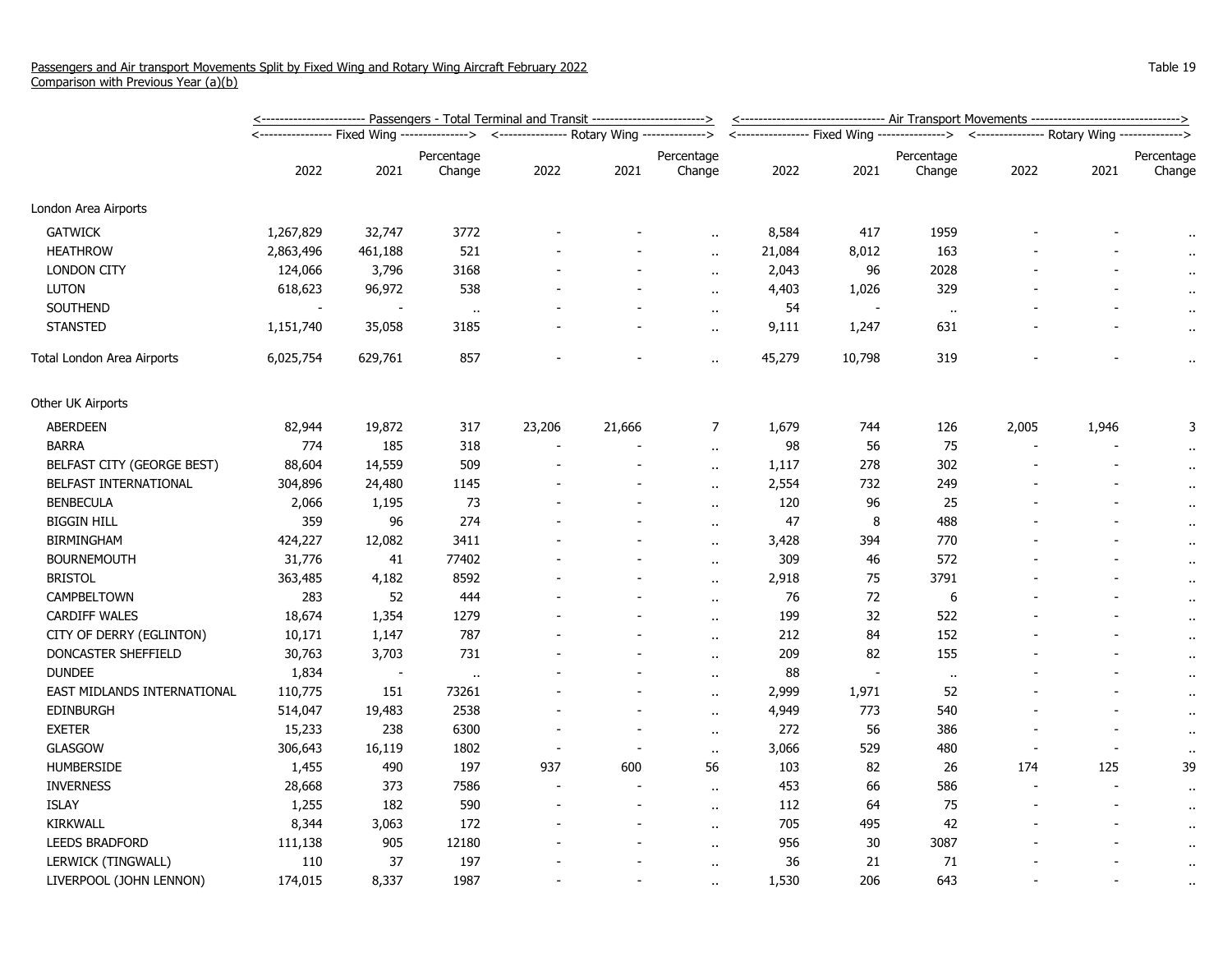Passengers and Air transport Movements Split by Fixed Wing and Rotary Wing Aircraft February 2022
Comparison with Previous Year (a)(b)

Table 19

| | Passengers - Total Terminal and Transit | | | | | | Air Transport Movements | | | | | |
|---|---|---|---|---|---|---|---|---|---|---|---|---|
| | Fixed Wing | | | Rotary Wing | | | Fixed Wing | | | Rotary Wing | | |
| | 2022 | 2021 | Percentage Change | 2022 | 2021 | Percentage Change | 2022 | 2021 | Percentage Change | 2022 | 2021 | Percentage Change |
| London Area Airports | | | | | | | | | | | | |
| GATWICK | 1,267,829 | 32,747 | 3772 | - | - | .. | 8,584 | 417 | 1959 | - | - | .. |
| HEATHROW | 2,863,496 | 461,188 | 521 | - | - | .. | 21,084 | 8,012 | 163 | - | - | .. |
| LONDON CITY | 124,066 | 3,796 | 3168 | - | - | .. | 2,043 | 96 | 2028 | - | - | .. |
| LUTON | 618,623 | 96,972 | 538 | - | - | .. | 4,403 | 1,026 | 329 | - | - | .. |
| SOUTHEND | - | - | .. | - | - | .. | 54 | - | .. | - | - | .. |
| STANSTED | 1,151,740 | 35,058 | 3185 | - | - | .. | 9,111 | 1,247 | 631 | - | - | .. |
| Total London Area Airports | 6,025,754 | 629,761 | 857 | - | - | .. | 45,279 | 10,798 | 319 | - | - | .. |
| Other UK Airports | | | | | | | | | | | | |
| ABERDEEN | 82,944 | 19,872 | 317 | 23,206 | 21,666 | 7 | 1,679 | 744 | 126 | 2,005 | 1,946 | 3 |
| BARRA | 774 | 185 | 318 | - | - | .. | 98 | 56 | 75 | - | - | .. |
| BELFAST CITY (GEORGE BEST) | 88,604 | 14,559 | 509 | - | - | .. | 1,117 | 278 | 302 | - | - | .. |
| BELFAST INTERNATIONAL | 304,896 | 24,480 | 1145 | - | - | .. | 2,554 | 732 | 249 | - | - | .. |
| BENBECULA | 2,066 | 1,195 | 73 | - | - | .. | 120 | 96 | 25 | - | - | .. |
| BIGGIN HILL | 359 | 96 | 274 | - | - | .. | 47 | 8 | 488 | - | - | .. |
| BIRMINGHAM | 424,227 | 12,082 | 3411 | - | - | .. | 3,428 | 394 | 770 | - | - | .. |
| BOURNEMOUTH | 31,776 | 41 | 77402 | - | - | .. | 309 | 46 | 572 | - | - | .. |
| BRISTOL | 363,485 | 4,182 | 8592 | - | - | .. | 2,918 | 75 | 3791 | - | - | .. |
| CAMPBELTOWN | 283 | 52 | 444 | - | - | .. | 76 | 72 | 6 | - | - | .. |
| CARDIFF WALES | 18,674 | 1,354 | 1279 | - | - | .. | 199 | 32 | 522 | - | - | .. |
| CITY OF DERRY (EGLINTON) | 10,171 | 1,147 | 787 | - | - | .. | 212 | 84 | 152 | - | - | .. |
| DONCASTER SHEFFIELD | 30,763 | 3,703 | 731 | - | - | .. | 209 | 82 | 155 | - | - | .. |
| DUNDEE | 1,834 | - | .. | - | - | .. | 88 | - | .. | - | - | .. |
| EAST MIDLANDS INTERNATIONAL | 110,775 | 151 | 73261 | - | - | .. | 2,999 | 1,971 | 52 | - | - | .. |
| EDINBURGH | 514,047 | 19,483 | 2538 | - | - | .. | 4,949 | 773 | 540 | - | - | .. |
| EXETER | 15,233 | 238 | 6300 | - | - | .. | 272 | 56 | 386 | - | - | .. |
| GLASGOW | 306,643 | 16,119 | 1802 | - | - | .. | 3,066 | 529 | 480 | - | - | .. |
| HUMBERSIDE | 1,455 | 490 | 197 | 937 | 600 | 56 | 103 | 82 | 26 | 174 | 125 | 39 |
| INVERNESS | 28,668 | 373 | 7586 | - | - | .. | 453 | 66 | 586 | - | - | .. |
| ISLAY | 1,255 | 182 | 590 | - | - | .. | 112 | 64 | 75 | - | - | .. |
| KIRKWALL | 8,344 | 3,063 | 172 | - | - | .. | 705 | 495 | 42 | - | - | .. |
| LEEDS BRADFORD | 111,138 | 905 | 12180 | - | - | .. | 956 | 30 | 3087 | - | - | .. |
| LERWICK (TINGWALL) | 110 | 37 | 197 | - | - | .. | 36 | 21 | 71 | - | - | .. |
| LIVERPOOL (JOHN LENNON) | 174,015 | 8,337 | 1987 | - | - | .. | 1,530 | 206 | 643 | - | - | .. |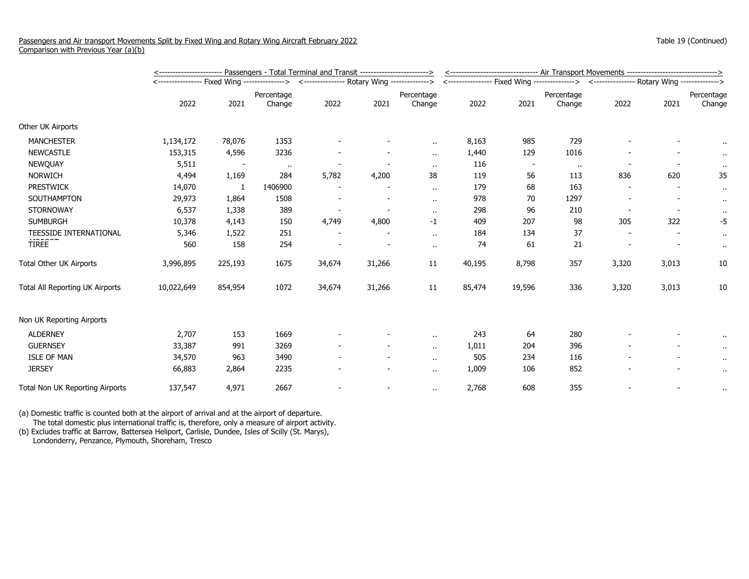Passengers and Air transport Movements Split by Fixed Wing and Rotary Wing Aircraft February 2022
Comparison with Previous Year (a)(b)

Table 19 (Continued)

| | Passengers - Total Terminal and Transit | | | | | | Air Transport Movements | | | | | |
|---|---|---|---|---|---|---|---|---|---|---|---|---|
| | Fixed Wing | | | Rotary Wing | | | Fixed Wing | | | Rotary Wing | | |
| | 2022 | 2021 | Percentage Change | 2022 | 2021 | Percentage Change | 2022 | 2021 | Percentage Change | 2022 | 2021 | Percentage Change |
| **Other UK Airports** | | | | | | | | | | | | |
| MANCHESTER | 1,134,172 | 78,076 | 1353 | - | - | .. | 8,163 | 985 | 729 | - | - | .. |
| NEWCASTLE | 153,315 | 4,596 | 3236 | - | - | .. | 1,440 | 129 | 1016 | - | - | .. |
| NEWQUAY | 5,511 | - | .. | - | - | .. | 116 | - | .. | - | - | .. |
| NORWICH | 4,494 | 1,169 | 284 | 5,782 | 4,200 | 38 | 119 | 56 | 113 | 836 | 620 | 35 |
| PRESTWICK | 14,070 | 1 | 1406900 | - | - | .. | 179 | 68 | 163 | - | - | .. |
| SOUTHAMPTON | 29,973 | 1,864 | 1508 | - | - | .. | 978 | 70 | 1297 | - | - | .. |
| STORNOWAY | 6,537 | 1,338 | 389 | - | - | .. | 298 | 96 | 210 | - | - | .. |
| SUMBURGH | 10,378 | 4,143 | 150 | 4,749 | 4,800 | -1 | 409 | 207 | 98 | 305 | 322 | -5 |
| TEESSIDE INTERNATIONAL AIRPORT | 5,346 | 1,522 | 251 | - | - | .. | 184 | 134 | 37 | - | - | .. |
| TIREE | 560 | 158 | 254 | - | - | .. | 74 | 61 | 21 | - | - | .. |
| Total Other UK Airports | 3,996,895 | 225,193 | 1675 | 34,674 | 31,266 | 11 | 40,195 | 8,798 | 357 | 3,320 | 3,013 | 10 |
| Total All Reporting UK Airports | 10,022,649 | 854,954 | 1072 | 34,674 | 31,266 | 11 | 85,474 | 19,596 | 336 | 3,320 | 3,013 | 10 |
| **Non UK Reporting Airports** | | | | | | | | | | | | |
| ALDERNEY | 2,707 | 153 | 1669 | - | - | .. | 243 | 64 | 280 | - | - | .. |
| GUERNSEY | 33,387 | 991 | 3269 | - | - | .. | 1,011 | 204 | 396 | - | - | .. |
| ISLE OF MAN | 34,570 | 963 | 3490 | - | - | .. | 505 | 234 | 116 | - | - | .. |
| JERSEY | 66,883 | 2,864 | 2235 | - | - | .. | 1,009 | 106 | 852 | - | - | .. |
| Total Non UK Reporting Airports | 137,547 | 4,971 | 2667 | - | - | .. | 2,768 | 608 | 355 | - | - | .. |

(a) Domestic traffic is counted both at the airport of arrival and at the airport of departure.
The total domestic plus international traffic is, therefore, only a measure of airport activity.
(b) Excludes traffic at Barrow, Battersea Heliport, Carlisle, Dundee, Isles of Scilly (St. Marys), Londonderry, Penzance, Plymouth, Shoreham, Tresco